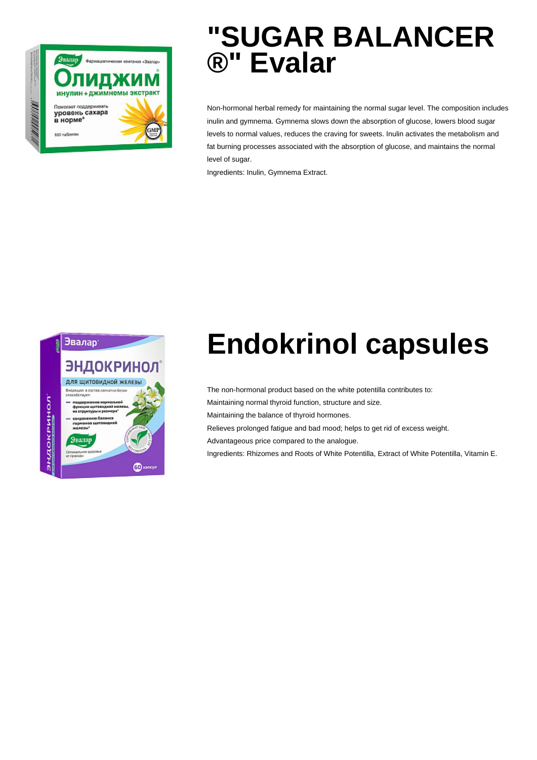# "SUGAR BALANCER ®" Evalar

Non-hormonal herbal remedy for maintaining the normal sugar level. The composition includes inulin and gymnema. Gymnema slows down the absorption of glucose, lowers blood sugar levels to normal values, reduces the craving for sweets. Inulin activates the metabolism and fat burning processes associated with the absorption of glucose, and maintains the normal level of sugar.

Ingredients: Inulin, Gymnema Extract.

# Endokrinol capsules

The non-hormonal product based on the white potentilla contributes to:

Maintaining normal thyroid function, structure and size.

Maintaining the balance of thyroid hormones.

Relieves prolonged fatigue and bad mood; helps to get rid of excess weight.

Advantageous price compared to the analogue.

Ingredients: Rhizomes and Roots of White Potentilla, Extract of White Potentilla, Vitamin E.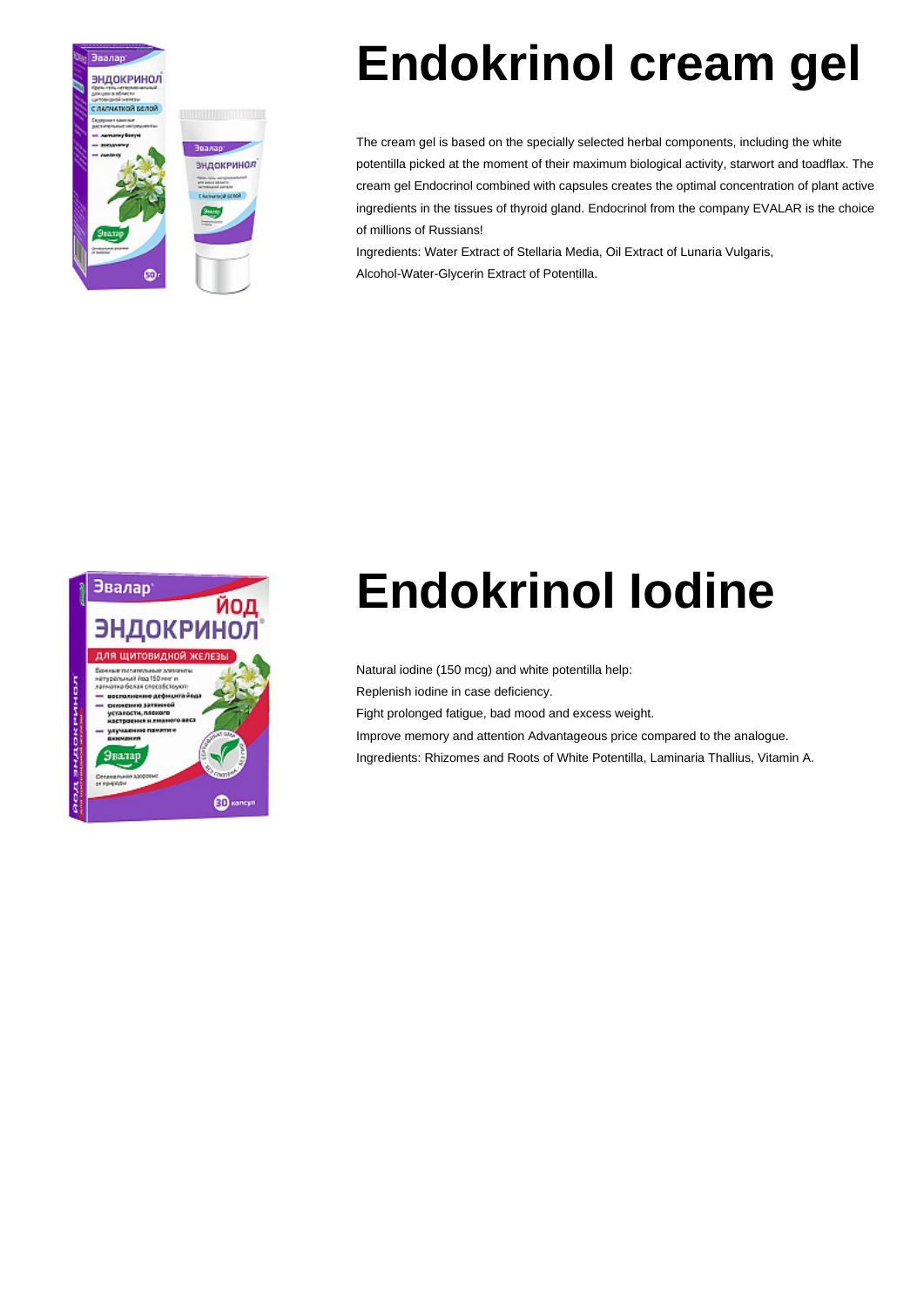# Endokrinol cream gel

The cream gel is based on the specially selected herbal components, including the white potentilla picked at the moment of their maximum biological activity, starwort and toadflax. The cream gel Endocrinol combined with capsules creates the optimal concentration of plant active ingredients in the tissues of thyroid gland. Endocrinol from the company EVALAR is the choice of millions of Russians!

Ingredients: Water Extract of Stellaria Media, Oil Extract of Lunaria Vulgaris, Alcohol-Water-Glycerin Extract of Potentilla.

# Endokrinol Iodine

Natural iodine (150 mcg) and white potentilla help:

Replenish iodine in case deficiency.

Fight prolonged fatigue, bad mood and excess weight.

Improve memory and attention Advantageous price compared to the analogue.

Ingredients: Rhizomes and Roots of White Potentilla, Laminaria Thallius, Vitamin A.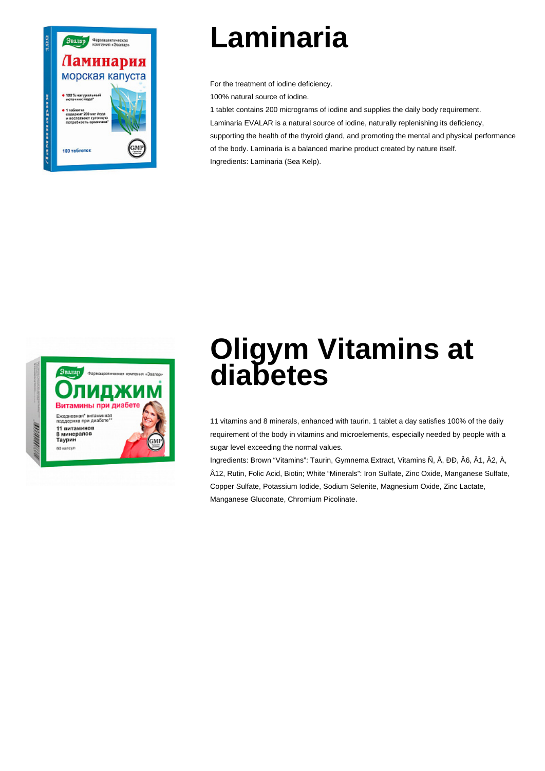# Laminaria

For the treatment of iodine deficiency.

100% natural source of iodine.

1 tablet contains 200 micrograms of iodine and supplies the daily body requirement.

Laminaria EVALAR is a natural source of iodine, naturally replenishing its deficiency, supporting the health of the thyroid gland, and promoting the mental and physical performance of the body. Laminaria is a balanced marine product created by nature itself.

Ingredients: Laminaria (Sea Kelp).

# Oligym Vitamins at diabetes

11 vitamins and 8 minerals, enhanced with taurin. 1 tablet a day satisfies 100% of the daily requirement of the body in vitamins and microelements, especially needed by people with a sugar level exceeding the normal values.

Ingredients: Brown “Vitamins”: Taurin, Gymnema Extract, Vitamins Ñ, Å, ÐÐ, Â6, Â1, Â2, À, Â12, Rutin, Folic Acid, Biotin; White “Minerals”: Iron Sulfate, Zinc Oxide, Manganese Sulfate, Copper Sulfate, Potassium Iodide, Sodium Selenite, Magnesium Oxide, Zinc Lactate, Manganese Gluconate, Chromium Picolinate.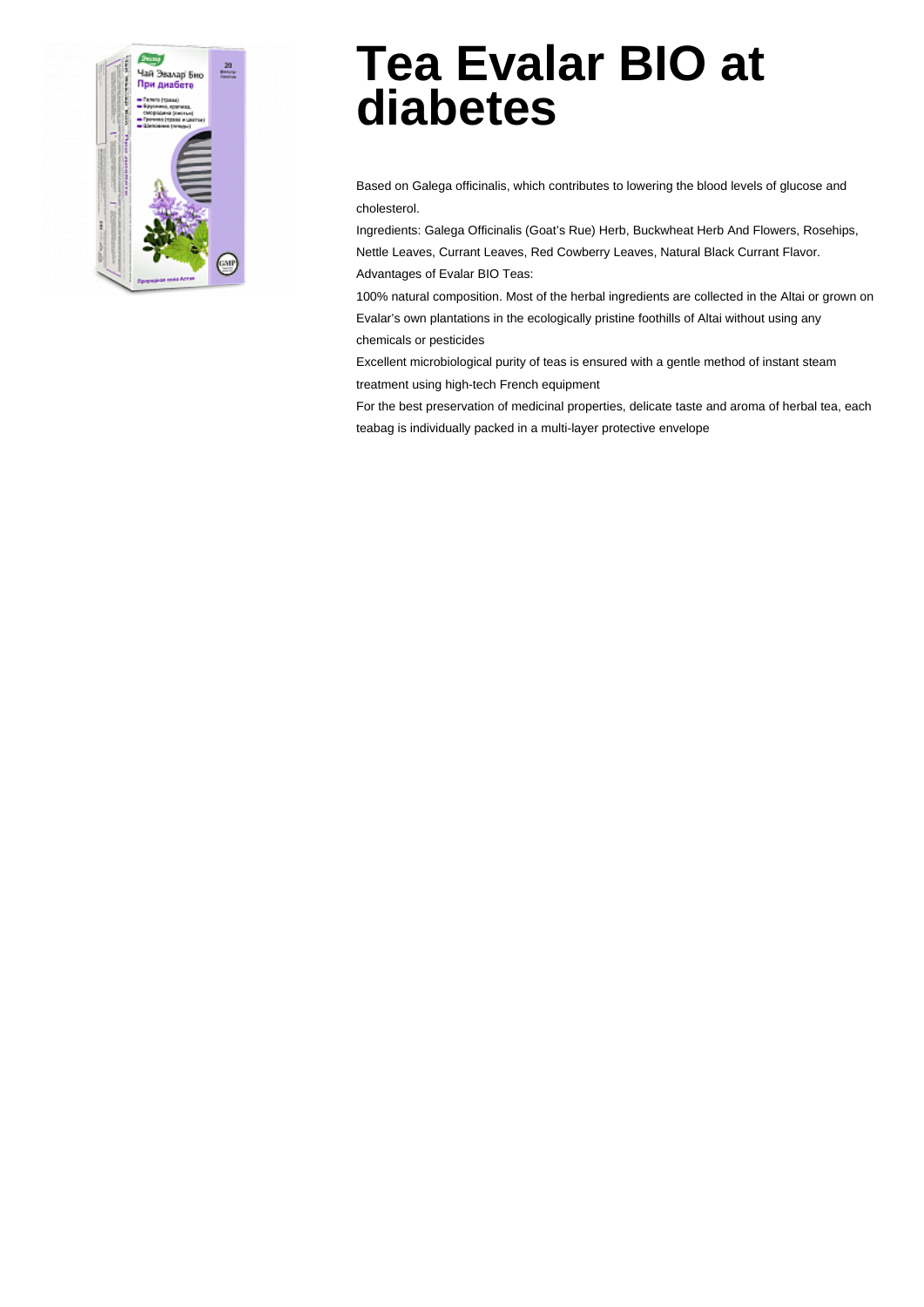# Tea Evalar BIO at diabetes

Based on Galega officinalis, which contributes to lowering the blood levels of glucose and cholesterol.

Ingredients: Galega Officinalis (Goat's Rue) Herb, Buckwheat Herb And Flowers, Rosehips, Nettle Leaves, Currant Leaves, Red Cowberry Leaves, Natural Black Currant Flavor.

Advantages of Evalar BIO Teas:

100% natural composition. Most of the herbal ingredients are collected in the Altai or grown on Evalar's own plantations in the ecologically pristine foothills of Altai without using any chemicals or pesticides

Excellent microbiological purity of teas is ensured with a gentle method of instant steam treatment using high-tech French equipment

For the best preservation of medicinal properties, delicate taste and aroma of herbal tea, each teabag is individually packed in a multi-layer protective envelope